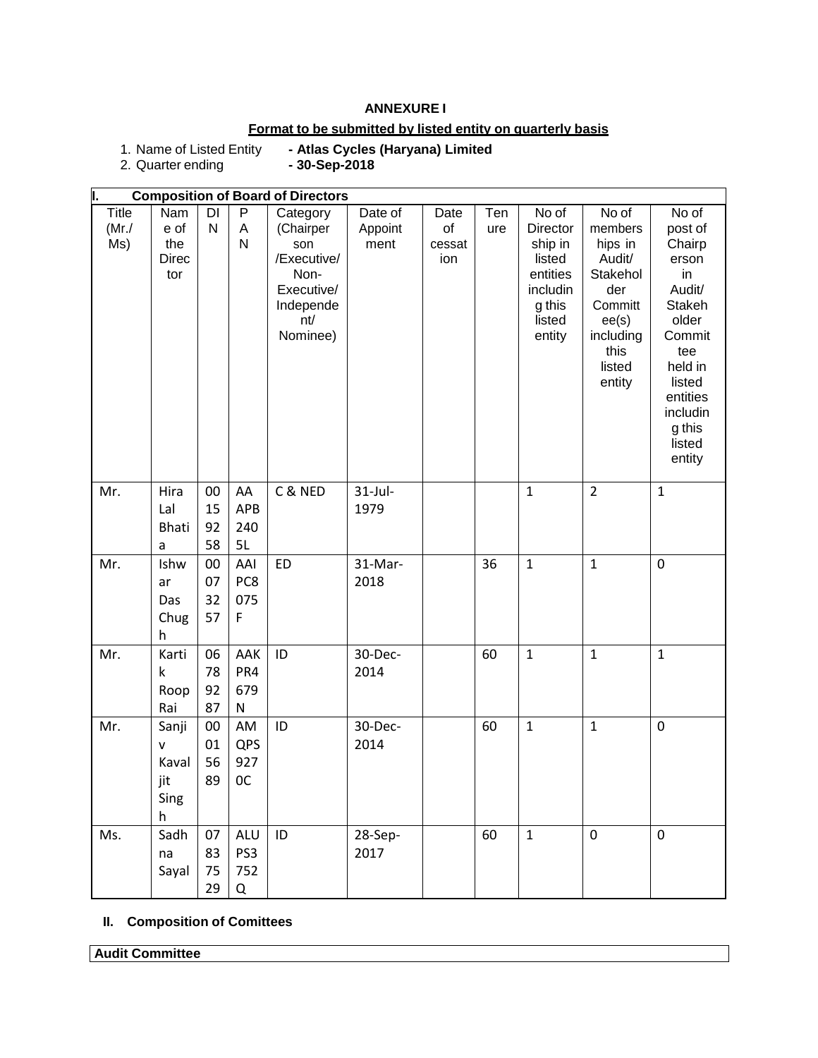**ANNEXURE I**

**Format to be submitted by listed entity on quarterly basis**

1. Name of Listed Entity - **Atlas Cycles (Haryana) Limited**
2. Quarter ending - **30-Sep-2018**

**I. Composition of Board of Directors**

| Title (Mr./ Ms) | Name of the Director | DIN | PAN | Category (Chairperson /Executive/ Non-Executive/ Independent/ Nominee) | Date of Appointment | Date of cessation | Tenure | No of Directorship in listed entities including this listed entity | No of memberships in Audit/ Stakeholder Committee(s) including this listed entity | No of post of Chairperson in Audit/ Stakeholder Committee held in listed entities including this listed entity |
|---|---|---|---|---|---|---|---|---|---|---|
| Mr. | Hira Lal Bhatia | 00159258 | AAAPB2405L | C & NED | 31-Jul-1979 | | | 1 | 2 | 1 |
| Mr. | Ishwar Das Chugh | 00073257 | AAIPC8075F | ED | 31-Mar-2018 | | 36 | 1 | 1 | 0 |
| Mr. | Kartik Roop Rai | 06789287 | AAKPR4679N | ID | 30-Dec-2014 | | 60 | 1 | 1 | 1 |
| Mr. | Sanjiv Kavaljit Singh | 00015689 | AMQPS9270C | ID | 30-Dec-2014 | | 60 | 1 | 1 | 0 |
| Ms. | Sadhna Sayal | 07837529 | ALUPS3752Q | ID | 28-Sep-2017 | | 60 | 1 | 0 | 0 |

**II. Composition of Comittees**

**Audit Committee**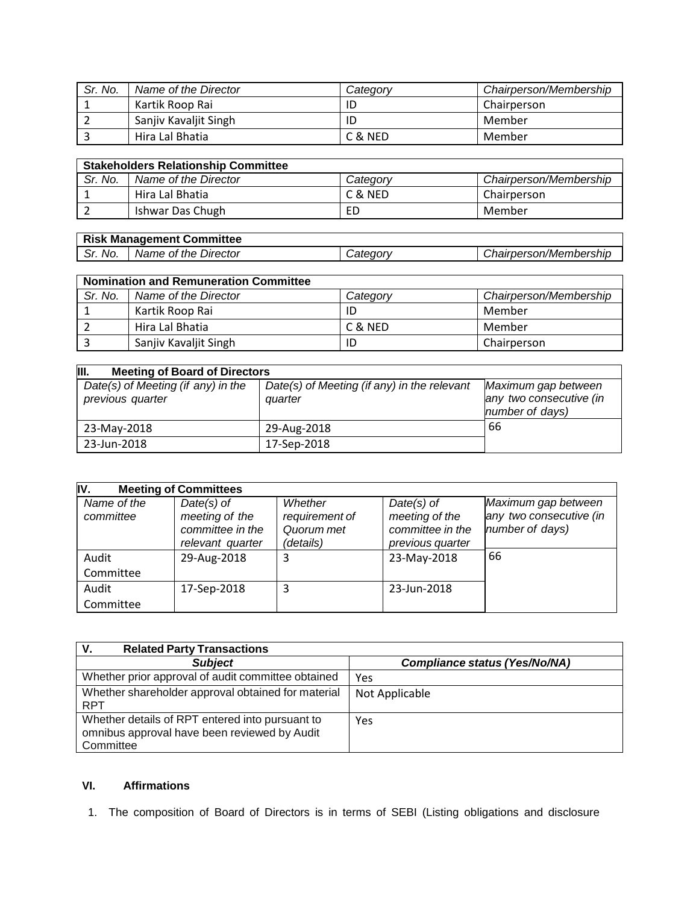| Sr. No. | Name of the Director | Category | Chairperson/Membership |
|---|---|---|---|
| 1 | Kartik Roop Rai | ID | Chairperson |
| 2 | Sanjiv Kavaljit Singh | ID | Member |
| 3 | Hira Lal Bhatia | C & NED | Member |

| **Stakeholders Relationship Committee** | | | |
|---|---|---|---|
| *Sr. No.* | *Name of the Director* | *Category* | *Chairperson/Membership* |
| 1 | Hira Lal Bhatia | C & NED | Chairperson |
| 2 | Ishwar Das Chugh | ED | Member |

| **Risk Management Committee** | | | |
|---|---|---|---|
| *Sr. No.* | *Name of the Director* | *Category* | *Chairperson/Membership* |

| **Nomination and Remuneration Committee** | | | |
|---|---|---|---|
| *Sr. No.* | *Name of the Director* | *Category* | *Chairperson/Membership* |
| 1 | Kartik Roop Rai | ID | Member |
| 2 | Hira Lal Bhatia | C & NED | Member |
| 3 | Sanjiv Kavaljit Singh | ID | Chairperson |

| **III. Meeting of Board of Directors** | | |
|---|---|---|
| *Date(s) of Meeting (if any) in the previous quarter* | *Date(s) of Meeting (if any) in the relevant quarter* | *Maximum gap between any two consecutive (in number of days)* |
| 23-May-2018 | 29-Aug-2018 | 66 |
| 23-Jun-2018 | 17-Sep-2018 | |

| **IV. Meeting of Committees** | | | | |
|---|---|---|---|---|
| *Name of the committee* | *Date(s) of meeting of the committee in the relevant quarter* | *Whether requirement of Quorum met (details)* | *Date(s) of meeting of the committee in the previous quarter* | *Maximum gap between any two consecutive (in number of days)* |
| Audit Committee | 29-Aug-2018 | 3 | 23-May-2018 | 66 |
| Audit Committee | 17-Sep-2018 | 3 | 23-Jun-2018 | |

| **V. Related Party Transactions** | |
|---|---|
| ***Subject*** | ***Compliance status (Yes/No/NA)*** |
| Whether prior approval of audit committee obtained | Yes |
| Whether shareholder approval obtained for material RPT | Not Applicable |
| Whether details of RPT entered into pursuant to omnibus approval have been reviewed by Audit Committee | Yes |

### VI. Affirmations

1. The composition of Board of Directors is in terms of SEBI (Listing obligations and disclosure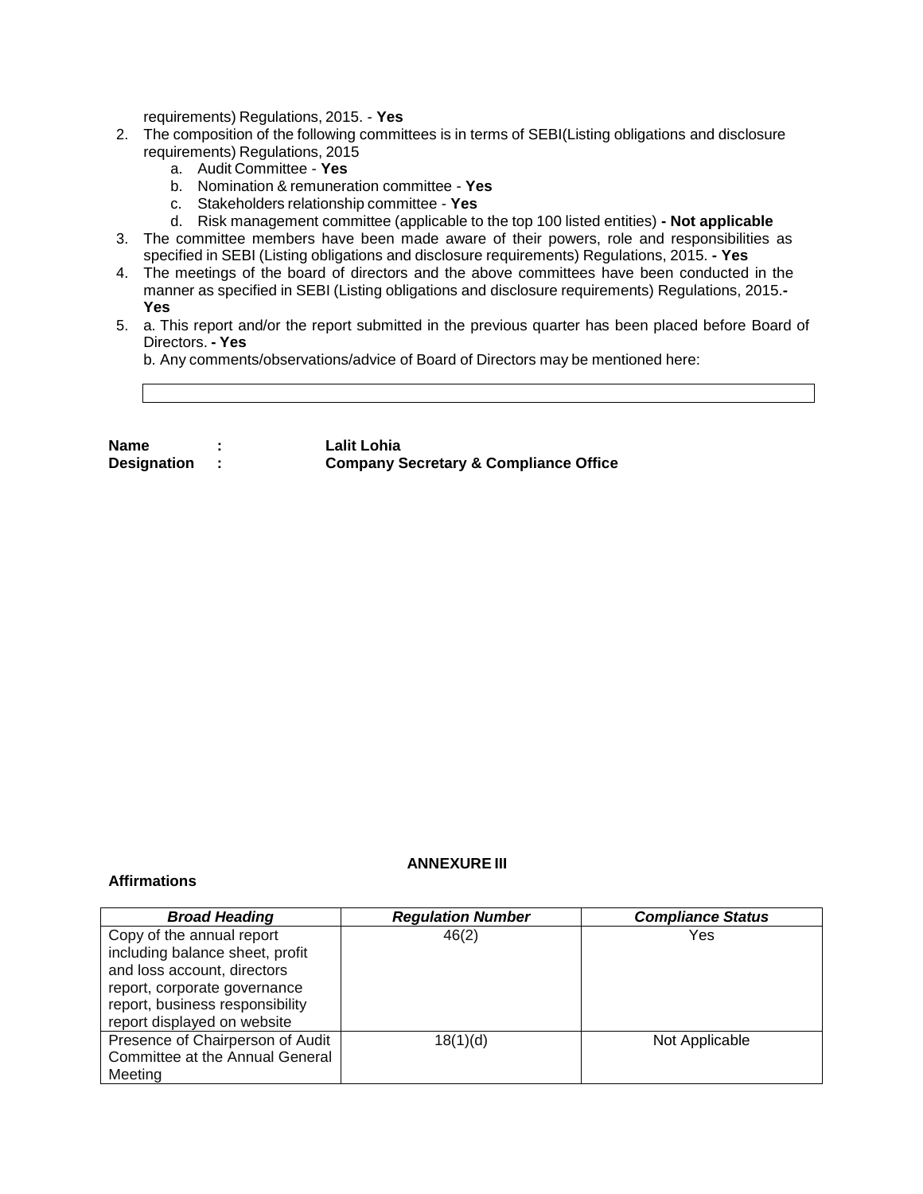requirements) Regulations, 2015. - **Yes**

2. The composition of the following committees is in terms of SEBI(Listing obligations and disclosure requirements) Regulations, 2015
    a. Audit Committee - **Yes**
    b. Nomination & remuneration committee - **Yes**
    c. Stakeholders relationship committee - **Yes**
    d. Risk management committee (applicable to the top 100 listed entities) **- Not applicable**
3. The committee members have been made aware of their powers, role and responsibilities as specified in SEBI (Listing obligations and disclosure requirements) Regulations, 2015. **- Yes**
4. The meetings of the board of directors and the above committees have been conducted in the manner as specified in SEBI (Listing obligations and disclosure requirements) Regulations, 2015.**- Yes**
5. a. This report and/or the report submitted in the previous quarter has been placed before Board of Directors. **- Yes**

    b. Any comments/observations/advice of Board of Directors may be mentioned here:

| |
|---|
| |

**Name : Lalit Lohia**
**Designation : Company Secretary & Compliance Office**

**ANNEXURE III**

**Affirmations**

| ***Broad Heading*** | ***Regulation Number*** | ***Compliance Status*** |
|---|---|---|
| Copy of the annual report including balance sheet, profit and loss account, directors report, corporate governance report, business responsibility report displayed on website | 46(2) | Yes |
| Presence of Chairperson of Audit Committee at the Annual General Meeting | 18(1)(d) | Not Applicable |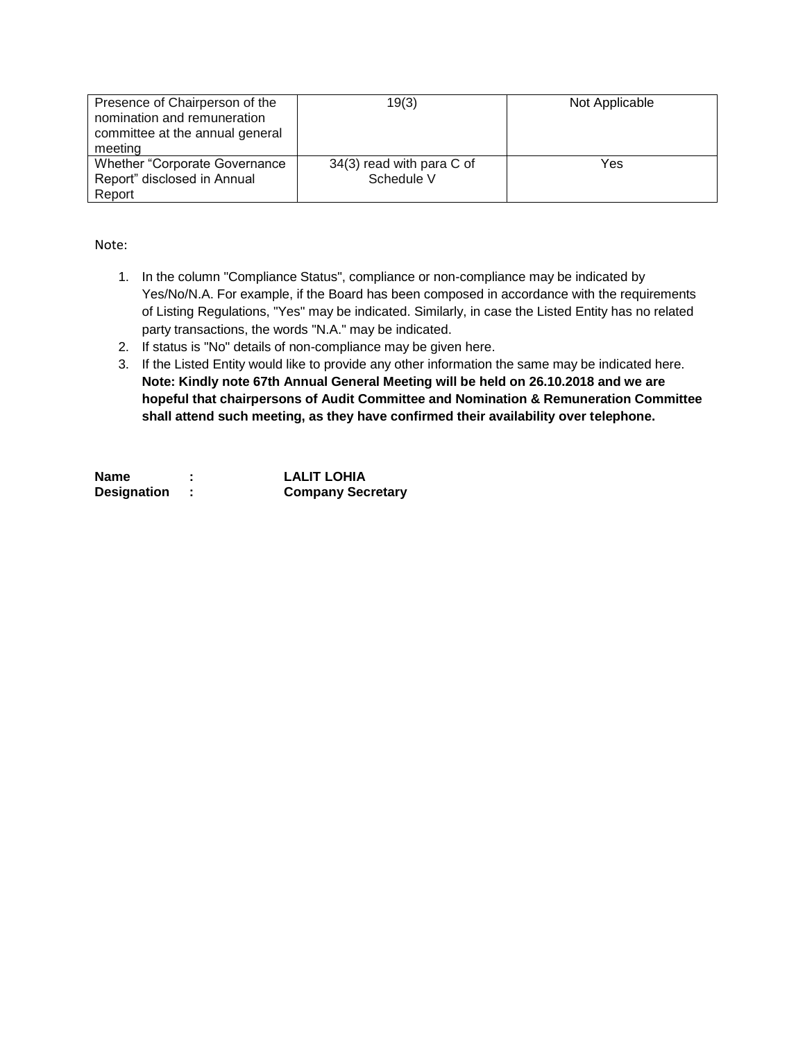| | | |
|---|---|---|
| Presence of Chairperson of the nomination and remuneration committee at the annual general meeting | 19(3) | Not Applicable |
| Whether "Corporate Governance Report" disclosed in Annual Report | 34(3) read with para C of Schedule V | Yes |

Note:

1. In the column "Compliance Status", compliance or non-compliance may be indicated by Yes/No/N.A. For example, if the Board has been composed in accordance with the requirements of Listing Regulations, "Yes" may be indicated. Similarly, in case the Listed Entity has no related party transactions, the words "N.A." may be indicated.
2. If status is "No" details of non-compliance may be given here.
3. If the Listed Entity would like to provide any other information the same may be indicated here. **Note: Kindly note 67th Annual General Meeting will be held on 26.10.2018 and we are hopeful that chairpersons of Audit Committee and Nomination & Remuneration Committee shall attend such meeting, as they have confirmed their availability over telephone.**

**Name : LALIT LOHIA**
**Designation : Company Secretary**